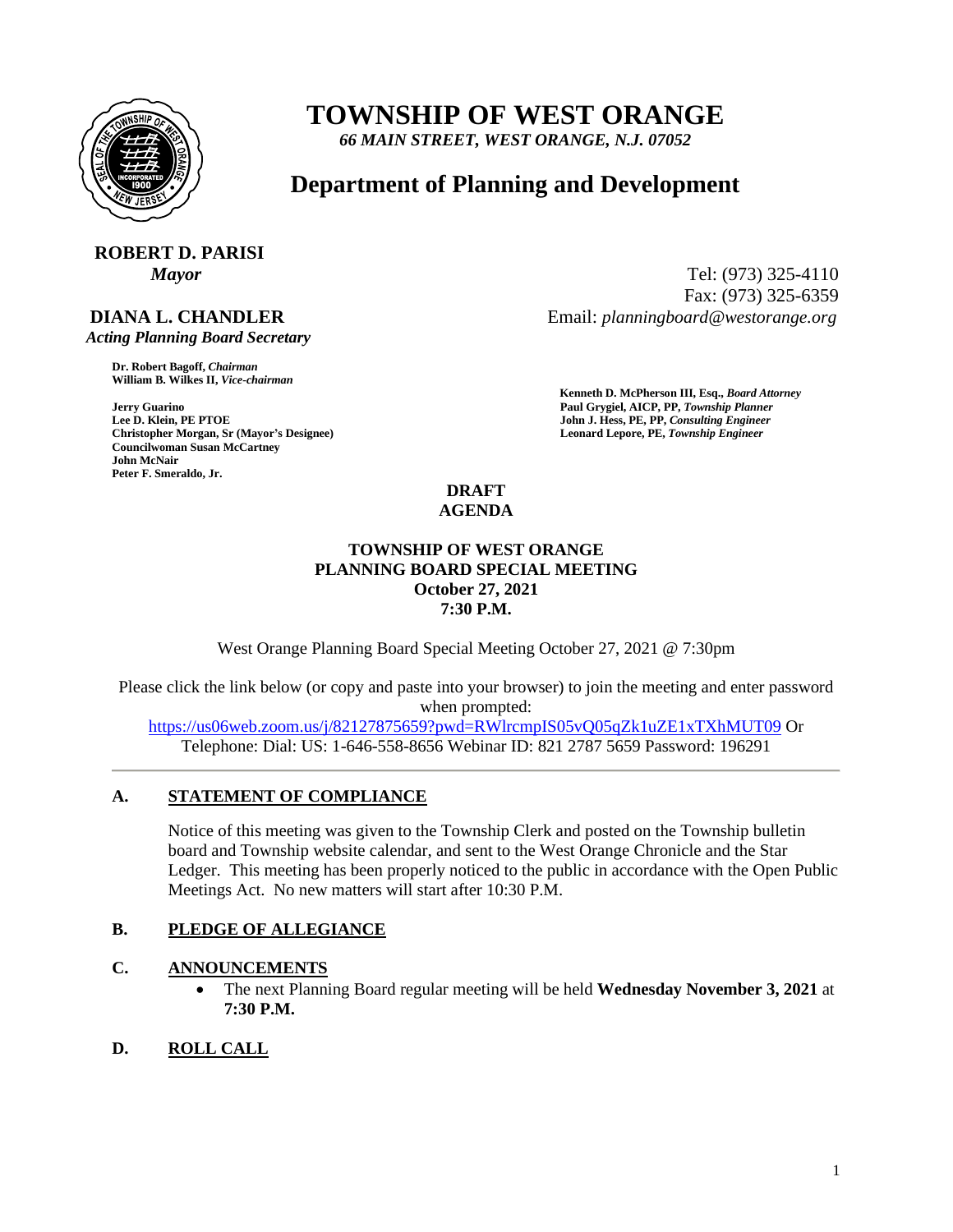# TOWNSHIP OF WEST ORANGE

*66 MAIN STREET, WEST ORANGE, N.J. 07052*

## Department of Planning and Development

**ROBERT D. PARISI**
*Mayor*

**DIANA L. CHANDLER**
*Acting Planning Board Secretary*

Tel: (973) 325-4110
Fax: (973) 325-6359
Email: *planningboard@westorange.org*

**Dr. Robert Bagoff,** ***Chairman***
**William B. Wilkes II,** ***Vice-chairman***

**Jerry Guarino**
**Lee D. Klein, PE PTOE**
**Christopher Morgan, Sr (Mayor's Designee)**
**Councilwoman Susan McCartney**
**John McNair**
**Peter F. Smeraldo, Jr.**

**Kenneth D. McPherson III, Esq.,** ***Board Attorney***
**Paul Grygiel, AICP, PP,** ***Township Planner***
**John J. Hess, PE, PP,** ***Consulting Engineer***
**Leonard Lepore, PE,** ***Township Engineer***

**DRAFT**
**AGENDA**

**TOWNSHIP OF WEST ORANGE**
**PLANNING BOARD SPECIAL MEETING**
**October 27, 2021**
**7:30 P.M.**

West Orange Planning Board Special Meeting October 27, 2021 @ 7:30pm

Please click the link below (or copy and paste into your browser) to join the meeting and enter password when prompted:
https://us06web.zoom.us/j/82127875659?pwd=RWlrcmpIS05vQ05qZk1uZE1xTXhMUT09 Or
Telephone: Dial: US: 1-646-558-8656 Webinar ID: 821 2787 5659 Password: 196291

---

**A. STATEMENT OF COMPLIANCE**

Notice of this meeting was given to the Township Clerk and posted on the Township bulletin board and Township website calendar, and sent to the West Orange Chronicle and the Star Ledger. This meeting has been properly noticed to the public in accordance with the Open Public Meetings Act. No new matters will start after 10:30 P.M.

**B. PLEDGE OF ALLEGIANCE**

**C. ANNOUNCEMENTS**

- The next Planning Board regular meeting will be held **Wednesday November 3, 2021** at **7:30 P.M.**

**D. ROLL CALL**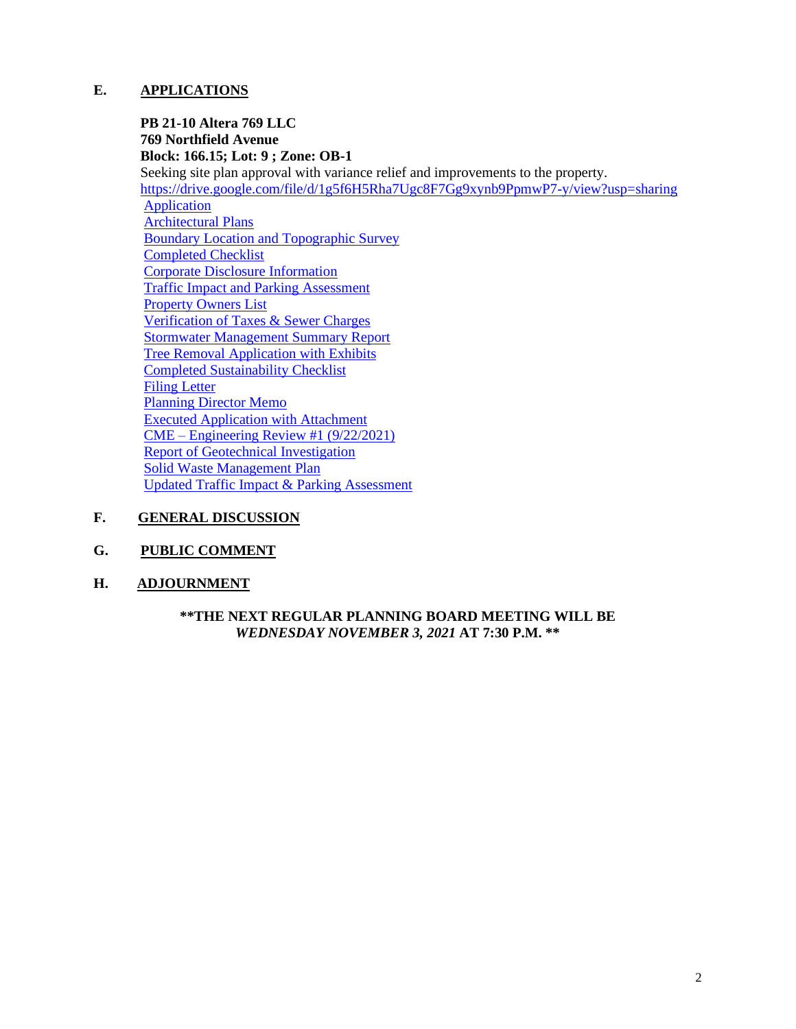## E. APPLICATIONS

**PB 21-10 Altera 769 LLC**
**769 Northfield Avenue**
**Block: 166.15; Lot: 9 ; Zone: OB-1**
Seeking site plan approval with variance relief and improvements to the property.
https://drive.google.com/file/d/1g5f6H5Rha7Ugc8F7Gg9xynb9PpmwP7-y/view?usp=sharing

Application
Architectural Plans
Boundary Location and Topographic Survey
Completed Checklist
Corporate Disclosure Information
Traffic Impact and Parking Assessment
Property Owners List
Verification of Taxes & Sewer Charges
Stormwater Management Summary Report
Tree Removal Application with Exhibits
Completed Sustainability Checklist
Filing Letter
Planning Director Memo
Executed Application with Attachment
CME – Engineering Review #1 (9/22/2021)
Report of Geotechnical Investigation
Solid Waste Management Plan
Updated Traffic Impact & Parking Assessment

## F. GENERAL DISCUSSION

## G. PUBLIC COMMENT

## H. ADJOURNMENT

**\*\*THE NEXT REGULAR PLANNING BOARD MEETING WILL BE *WEDNESDAY NOVEMBER 3, 2021* AT 7:30 P.M. \*\***